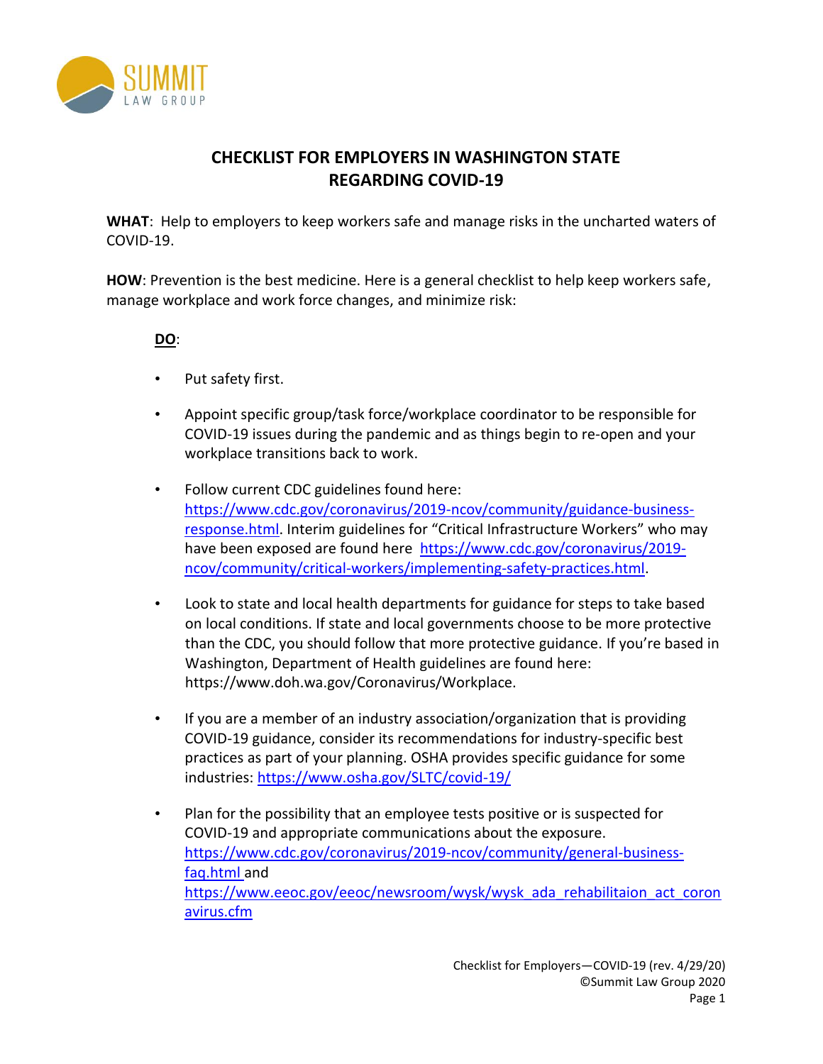# CHECKLIST FOR EMPLOYERS IN WASHINGTON STATE REGARDING COVID-19

**WHAT**: Help to employers to keep workers safe and manage risks in the uncharted waters of COVID-19.

**HOW**: Prevention is the best medicine. Here is a general checklist to help keep workers safe, manage workplace and work force changes, and minimize risk:

**DO**:

- Put safety first.
- Appoint specific group/task force/workplace coordinator to be responsible for COVID-19 issues during the pandemic and as things begin to re-open and your workplace transitions back to work.
- Follow current CDC guidelines found here: https://www.cdc.gov/coronavirus/2019-ncov/community/guidance-business-response.html. Interim guidelines for "Critical Infrastructure Workers" who may have been exposed are found here https://www.cdc.gov/coronavirus/2019-ncov/community/critical-workers/implementing-safety-practices.html.
- Look to state and local health departments for guidance for steps to take based on local conditions. If state and local governments choose to be more protective than the CDC, you should follow that more protective guidance. If you're based in Washington, Department of Health guidelines are found here: https://www.doh.wa.gov/Coronavirus/Workplace.
- If you are a member of an industry association/organization that is providing COVID-19 guidance, consider its recommendations for industry-specific best practices as part of your planning. OSHA provides specific guidance for some industries: https://www.osha.gov/SLTC/covid-19/
- Plan for the possibility that an employee tests positive or is suspected for COVID-19 and appropriate communications about the exposure. https://www.cdc.gov/coronavirus/2019-ncov/community/general-business-faq.html and https://www.eeoc.gov/eeoc/newsroom/wysk/wysk_ada_rehabilitaion_act_coronavirus.cfm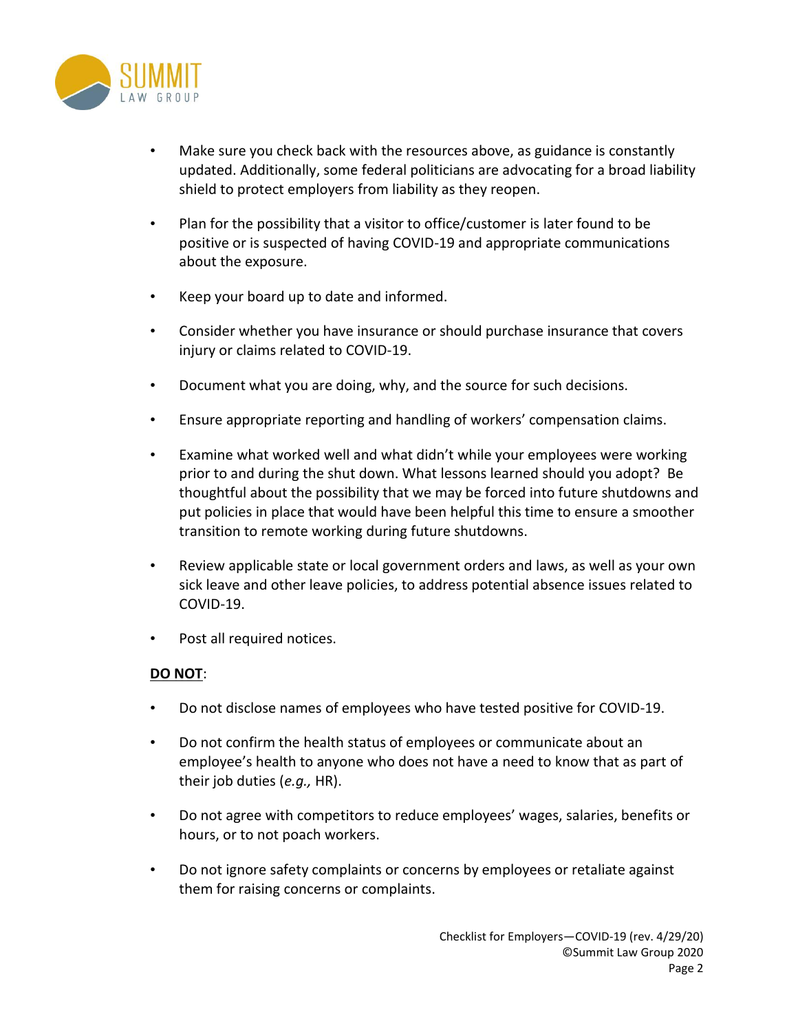- Make sure you check back with the resources above, as guidance is constantly updated. Additionally, some federal politicians are advocating for a broad liability shield to protect employers from liability as they reopen.

- Plan for the possibility that a visitor to office/customer is later found to be positive or is suspected of having COVID-19 and appropriate communications about the exposure.

- Keep your board up to date and informed.

- Consider whether you have insurance or should purchase insurance that covers injury or claims related to COVID-19.

- Document what you are doing, why, and the source for such decisions.

- Ensure appropriate reporting and handling of workers' compensation claims.

- Examine what worked well and what didn't while your employees were working prior to and during the shut down. What lessons learned should you adopt? Be thoughtful about the possibility that we may be forced into future shutdowns and put policies in place that would have been helpful this time to ensure a smoother transition to remote working during future shutdowns.

- Review applicable state or local government orders and laws, as well as your own sick leave and other leave policies, to address potential absence issues related to COVID-19.

- Post all required notices.

**<u>DO NOT</u>**:

- Do not disclose names of employees who have tested positive for COVID-19.

- Do not confirm the health status of employees or communicate about an employee's health to anyone who does not have a need to know that as part of their job duties (*e.g.,* HR).

- Do not agree with competitors to reduce employees' wages, salaries, benefits or hours, or to not poach workers.

- Do not ignore safety complaints or concerns by employees or retaliate against them for raising concerns or complaints.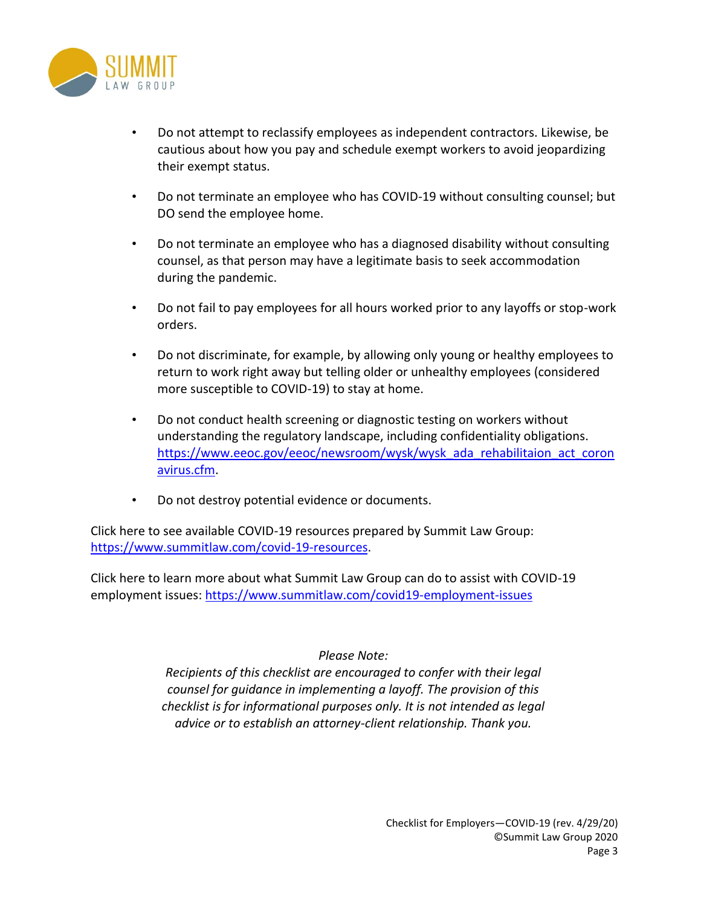- Do not attempt to reclassify employees as independent contractors. Likewise, be cautious about how you pay and schedule exempt workers to avoid jeopardizing their exempt status.

- Do not terminate an employee who has COVID-19 without consulting counsel; but DO send the employee home.

- Do not terminate an employee who has a diagnosed disability without consulting counsel, as that person may have a legitimate basis to seek accommodation during the pandemic.

- Do not fail to pay employees for all hours worked prior to any layoffs or stop-work orders.

- Do not discriminate, for example, by allowing only young or healthy employees to return to work right away but telling older or unhealthy employees (considered more susceptible to COVID-19) to stay at home.

- Do not conduct health screening or diagnostic testing on workers without understanding the regulatory landscape, including confidentiality obligations. https://www.eeoc.gov/eeoc/newsroom/wysk/wysk_ada_rehabilitaion_act_coronavirus.cfm.

- Do not destroy potential evidence or documents.

Click here to see available COVID-19 resources prepared by Summit Law Group: https://www.summitlaw.com/covid-19-resources.

Click here to learn more about what Summit Law Group can do to assist with COVID-19 employment issues: https://www.summitlaw.com/covid19-employment-issues

*Please Note:*
*Recipients of this checklist are encouraged to confer with their legal counsel for guidance in implementing a layoff. The provision of this checklist is for informational purposes only. It is not intended as legal advice or to establish an attorney-client relationship. Thank you.*

Checklist for Employers—COVID-19 (rev. 4/29/20)
©Summit Law Group 2020